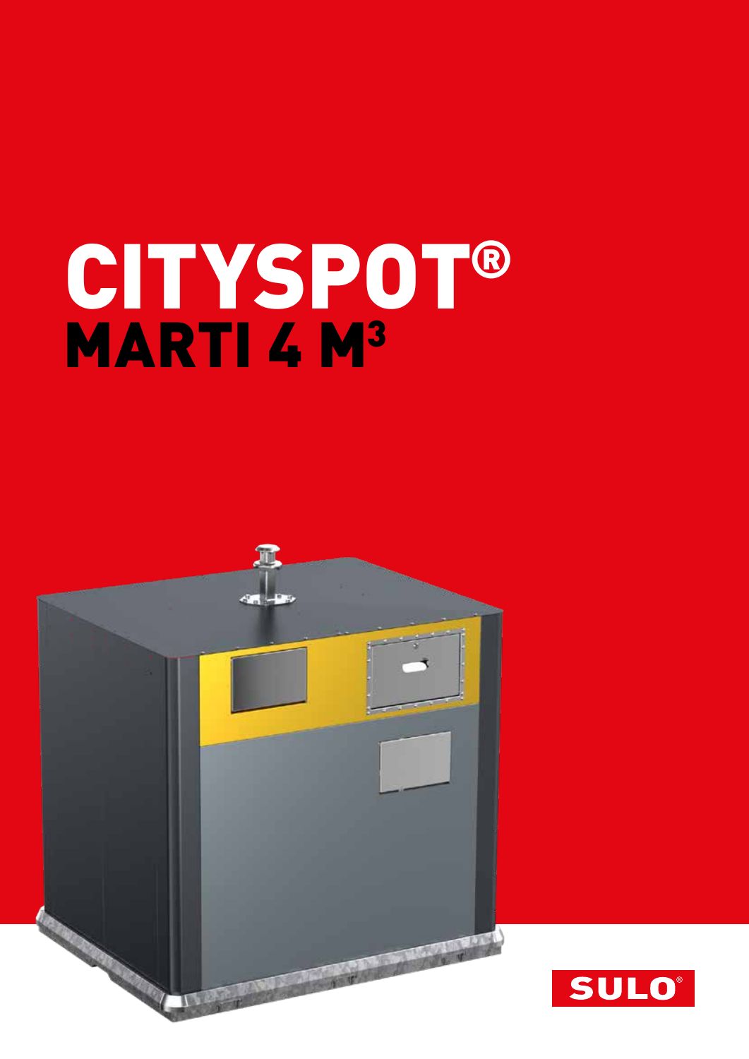# CITYSPOT®

## MARTI 4 M³

SULO®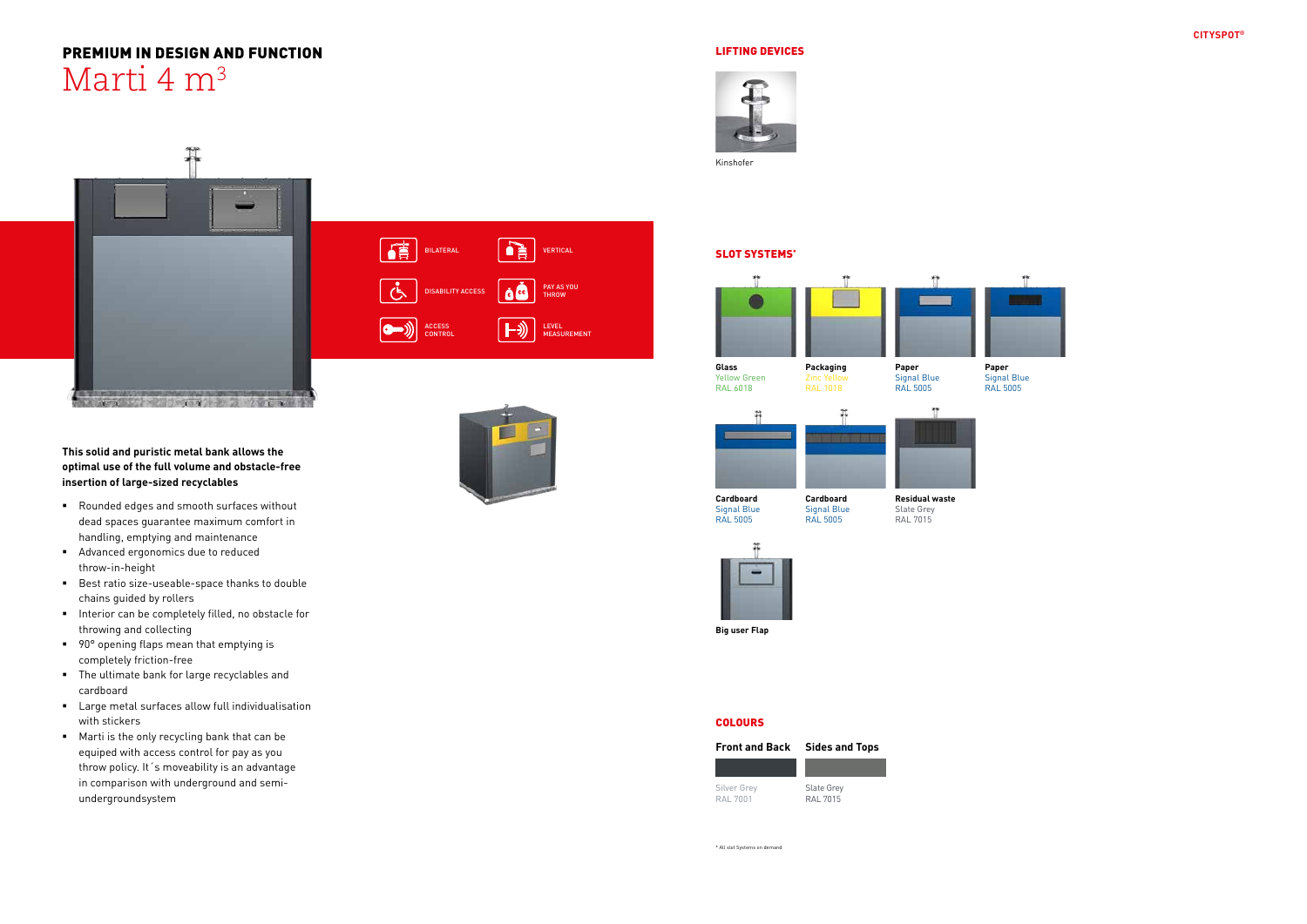## PREMIUM IN DESIGN AND FUNCTION

# Marti 4 m$^3$

BILATERAL

VERTICAL

DISABILITY ACCESS

PAY AS YOU THROW

ACCESS CONTROL

LEVEL MEASUREMENT

**This solid and puristic metal bank allows the optimal use of the full volume and obstacle-free insertion of large-sized recyclables**

- Rounded edges and smooth surfaces without dead spaces guarantee maximum comfort in handling, emptying and maintenance
- Advanced ergonomics due to reduced throw-in-height
- Best ratio size-useable-space thanks to double chains guided by rollers
- Interior can be completely filled, no obstacle for throwing and collecting
- 90° opening flaps mean that emptying is completely friction-free
- The ultimate bank for large recyclables and cardboard
- Large metal surfaces allow full individualisation with stickers
- Marti is the only recycling bank that can be equiped with access control for pay as you throw policy. It´s moveability is an advantage in comparison with underground and semi-undergroundsystem

## LIFTING DEVICES

Kinshofer

## SLOT SYSTEMS*

**Glass**
Yellow Green
RAL 6018

**Packaging**
Zinc Yellow
RAL 1018

**Paper**
Signal Blue
RAL 5005

**Paper**
Signal Blue
RAL 5005

**Cardboard**
Signal Blue
RAL 5005

**Cardboard**
Signal Blue
RAL 5005

**Residual waste**
Slate Grey
RAL 7015

**Big user Flap**

## COLOURS

| Front and Back | Sides and Tops |
| --- | --- |
| Silver Grey RAL 7001 | Slate Grey RAL 7015 |

* All slat Systems on demand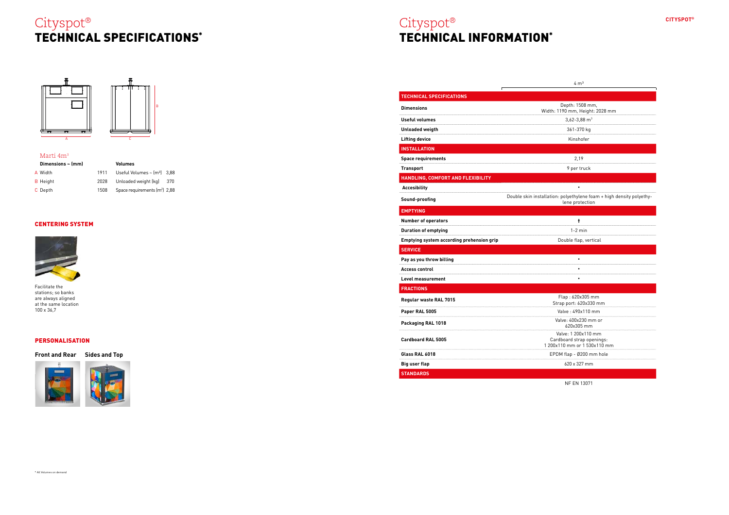# Cityspot®
## TECHNICAL SPECIFICATIONS*

A B C

### Marti 4m³

| Dimensions ~ (mm) | | Volumes | |
|---|---|---|---|
| A Width | 1911 | Useful Volumes ~ (m³) | 3,88 |
| B Height | 2028 | Unloaded weight (kg) | 370 |
| C Depth | 1508 | Space requirements (m²) | 2,88 |

## CENTERING SYSTEM

Facilitate the stations; so banks are always aligned at the same location 100 x 36,7

## PERSONALISATION

**Front and Rear** **Sides and Top**

* All Volumes on demand

# Cityspot®
## TECHNICAL INFORMATION*

| | 4 m³ |
|---|---|
| **TECHNICAL SPECIFICATIONS** | |
| **Dimensions** | Depth: 1508 mm, Width: 1190 mm, Height: 2028 mm |
| **Useful volumes** | 3,62-3,88 m³ |
| **Unloaded weigth** | 361-370 kg |
| **Lifting device** | Kinshofer |
| **INSTALLATION** | |
| **Space requirements** | 2,19 |
| **Transport** | 9 per truck |
| **HANDLING, COMFORT AND FLEXIBILITY** | |
| **Accesibility** | • |
| **Sound-proofing** | Double skin installation: polyethylene foam + high density polyethylene protection |
| **EMPTYING** | |
| **Number of operators** | 1 |
| **Duration of emptying** | 1-2 min |
| **Emptying system according prehension grip** | Double flap, vertical |
| **SERVICE** | |
| **Pay as you throw billing** | • |
| **Access control** | • |
| **Level measurement** | • |
| **FRACTIONS** | |
| **Regular waste RAL 7015** | Flap : 620x305 mm<br>Strap port: 620x330 mm |
| **Paper RAL 5005** | Valve : 490x110 mm |
| **Packaging RAL 1018** | Valve: 400x230 mm or 620x305 mm |
| **Cardboard RAL 5005** | Valve: 1 200x110 mm<br>Cardboard strap openings: 1 200x110 mm or 1 530x110 mm |
| **Glass RAL 6018** | EPDM flap - Ø200 mm hole |
| **Big user flap** | 620 x 327 mm |
| **STANDARDS** | |
| | NF EN 13071 |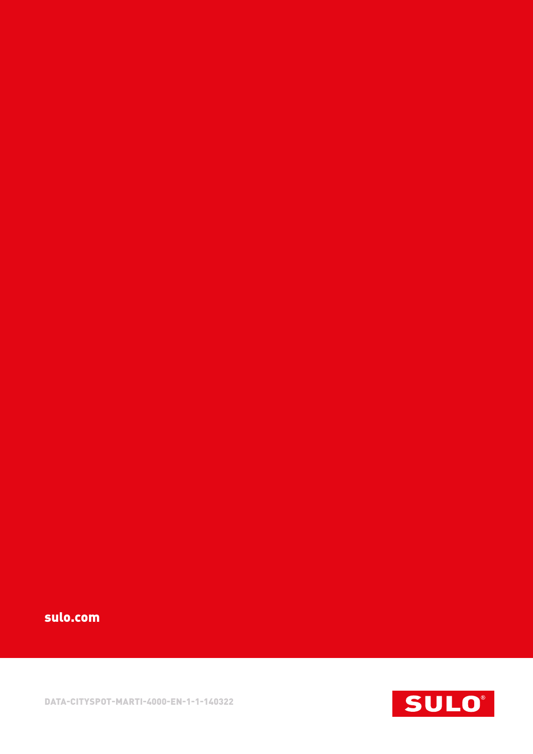sulo.com

DATA-CITYSPOT-MARTI-4000-EN-1-1-140322

SULO®